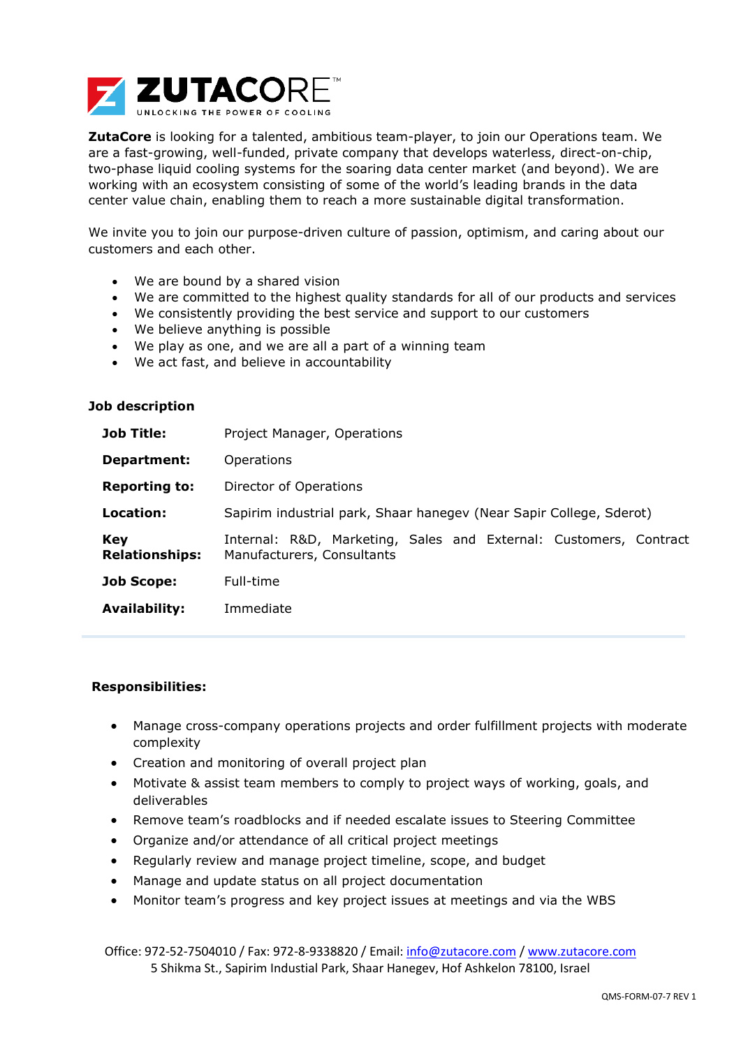**ZutaCore** is looking for a talented, ambitious team-player, to join our Operations team. We are a fast-growing, well-funded, private company that develops waterless, direct-on-chip, two-phase liquid cooling systems for the soaring data center market (and beyond). We are working with an ecosystem consisting of some of the world's leading brands in the data center value chain, enabling them to reach a more sustainable digital transformation.

We invite you to join our purpose-driven culture of passion, optimism, and caring about our customers and each other.

- We are bound by a shared vision
- We are committed to the highest quality standards for all of our products and services
- We consistently providing the best service and support to our customers
- We believe anything is possible
- We play as one, and we are all a part of a winning team
- We act fast, and believe in accountability

**Job description**

| | |
|---|---|
| **Job Title:** | Project Manager, Operations |
| **Department:** | Operations |
| **Reporting to:** | Director of Operations |
| **Location:** | Sapirim industrial park, Shaar hanegev (Near Sapir College, Sderot) |
| **Key Relationships:** | Internal: R&D, Marketing, Sales and External: Customers, Contract Manufacturers, Consultants |
| **Job Scope:** | Full-time |
| **Availability:** | Immediate |

**Responsibilities:**

- Manage cross-company operations projects and order fulfillment projects with moderate complexity
- Creation and monitoring of overall project plan
- Motivate & assist team members to comply to project ways of working, goals, and deliverables
- Remove team's roadblocks and if needed escalate issues to Steering Committee
- Organize and/or attendance of all critical project meetings
- Regularly review and manage project timeline, scope, and budget
- Manage and update status on all project documentation
- Monitor team's progress and key project issues at meetings and via the WBS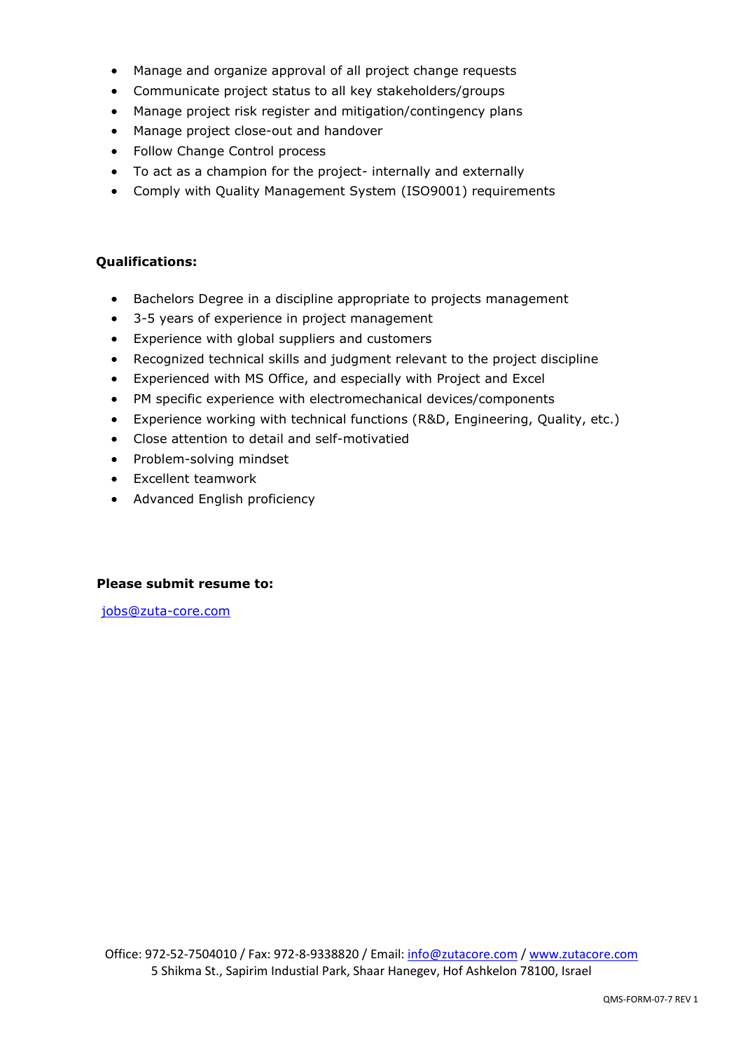- Manage and organize approval of all project change requests
- Communicate project status to all key stakeholders/groups
- Manage project risk register and mitigation/contingency plans
- Manage project close-out and handover
- Follow Change Control process
- To act as a champion for the project- internally and externally
- Comply with Quality Management System (ISO9001) requirements

**Qualifications:**

- Bachelors Degree in a discipline appropriate to projects management
- 3-5 years of experience in project management
- Experience with global suppliers and customers
- Recognized technical skills and judgment relevant to the project discipline
- Experienced with MS Office, and especially with Project and Excel
- PM specific experience with electromechanical devices/components
- Experience working with technical functions (R&D, Engineering, Quality, etc.)
- Close attention to detail and self-motivatied
- Problem-solving mindset
- Excellent teamwork
- Advanced English proficiency

**Please submit resume to:**

jobs@zuta-core.com